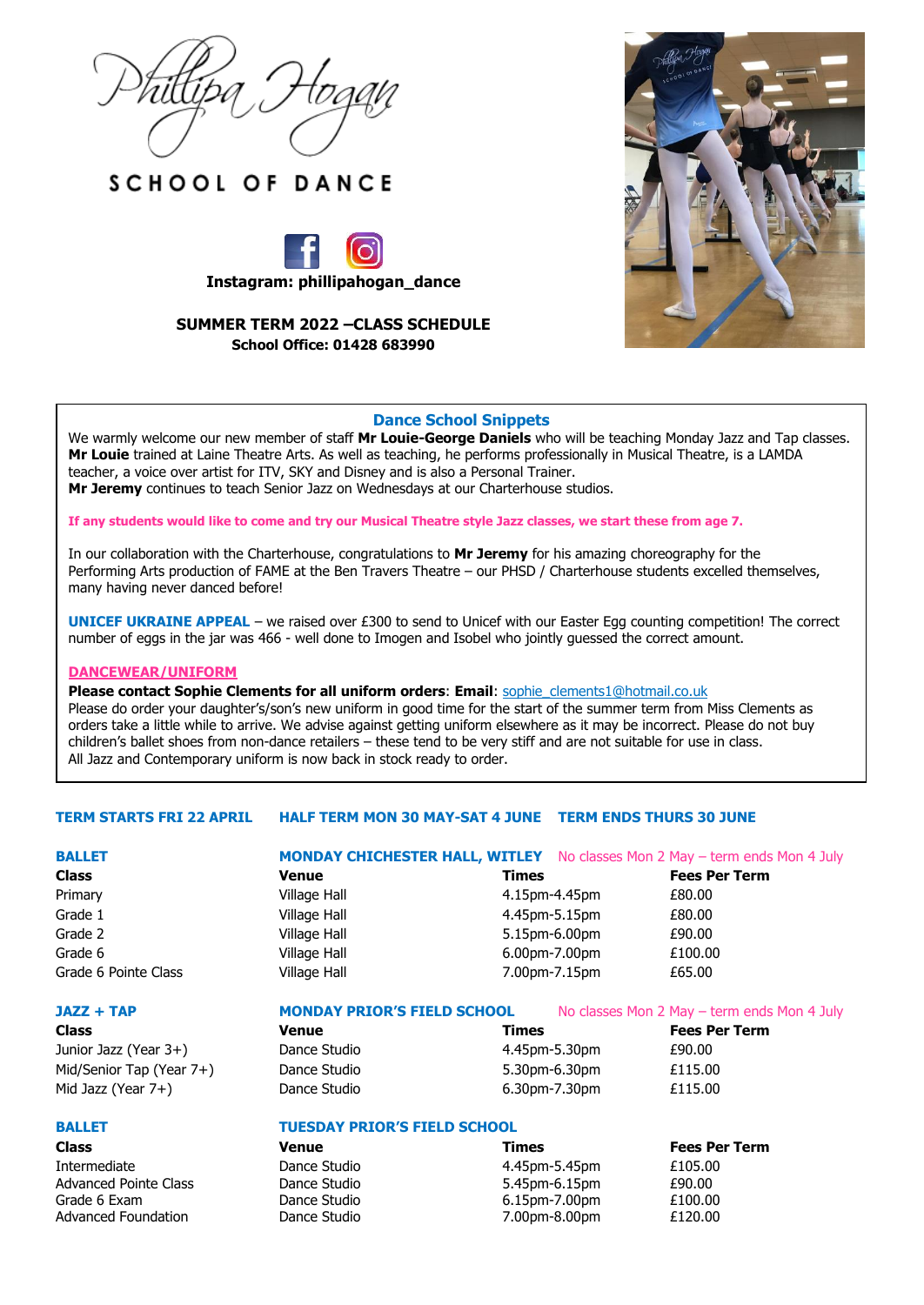# Phillipa Hogan

## SCHOOL OF DANCE

**Instagram: phillipahogan_dance**

**SUMMER TERM 2022 –CLASS SCHEDULE**
**School Office: 01428 683990**

### Dance School Snippets

We warmly welcome our new member of staff **Mr Louie-George Daniels** who will be teaching Monday Jazz and Tap classes. **Mr Louie** trained at Laine Theatre Arts. As well as teaching, he performs professionally in Musical Theatre, is a LAMDA teacher, a voice over artist for ITV, SKY and Disney and is also a Personal Trainer.
**Mr Jeremy** continues to teach Senior Jazz on Wednesdays at our Charterhouse studios.

**If any students would like to come and try our Musical Theatre style Jazz classes, we start these from age 7.**

In our collaboration with the Charterhouse, congratulations to **Mr Jeremy** for his amazing choreography for the Performing Arts production of FAME at the Ben Travers Theatre – our PHSD / Charterhouse students excelled themselves, many having never danced before!

**UNICEF UKRAINE APPEAL** – we raised over £300 to send to Unicef with our Easter Egg counting competition! The correct number of eggs in the jar was 466 - well done to Imogen and Isobel who jointly guessed the correct amount.

**DANCEWEAR/UNIFORM**
**Please contact Sophie Clements for all uniform orders**: **Email**: sophie_clements1@hotmail.co.uk
Please do order your daughter's/son's new uniform in good time for the start of the summer term from Miss Clements as orders take a little while to arrive. We advise against getting uniform elsewhere as it may be incorrect. Please do not buy children's ballet shoes from non-dance retailers – these tend to be very stiff and are not suitable for use in class.
All Jazz and Contemporary uniform is now back in stock ready to order.

**TERM STARTS FRI 22 APRIL** **HALF TERM MON 30 MAY-SAT 4 JUNE** **TERM ENDS THURS 30 JUNE**

### BALLET — MONDAY CHICHESTER HALL, WITLEY

No classes Mon 2 May – term ends Mon 4 July

| Class | Venue | Times | Fees Per Term |
|---|---|---|---|
| Primary | Village Hall | 4.15pm-4.45pm | £80.00 |
| Grade 1 | Village Hall | 4.45pm-5.15pm | £80.00 |
| Grade 2 | Village Hall | 5.15pm-6.00pm | £90.00 |
| Grade 6 | Village Hall | 6.00pm-7.00pm | £100.00 |
| Grade 6 Pointe Class | Village Hall | 7.00pm-7.15pm | £65.00 |

### JAZZ + TAP — MONDAY PRIOR'S FIELD SCHOOL

No classes Mon 2 May – term ends Mon 4 July

| Class | Venue | Times | Fees Per Term |
|---|---|---|---|
| Junior Jazz (Year 3+) | Dance Studio | 4.45pm-5.30pm | £90.00 |
| Mid/Senior Tap (Year 7+) | Dance Studio | 5.30pm-6.30pm | £115.00 |
| Mid Jazz (Year 7+) | Dance Studio | 6.30pm-7.30pm | £115.00 |

### BALLET — TUESDAY PRIOR'S FIELD SCHOOL

| Class | Venue | Times | Fees Per Term |
|---|---|---|---|
| Intermediate | Dance Studio | 4.45pm-5.45pm | £105.00 |
| Advanced Pointe Class | Dance Studio | 5.45pm-6.15pm | £90.00 |
| Grade 6 Exam | Dance Studio | 6.15pm-7.00pm | £100.00 |
| Advanced Foundation | Dance Studio | 7.00pm-8.00pm | £120.00 |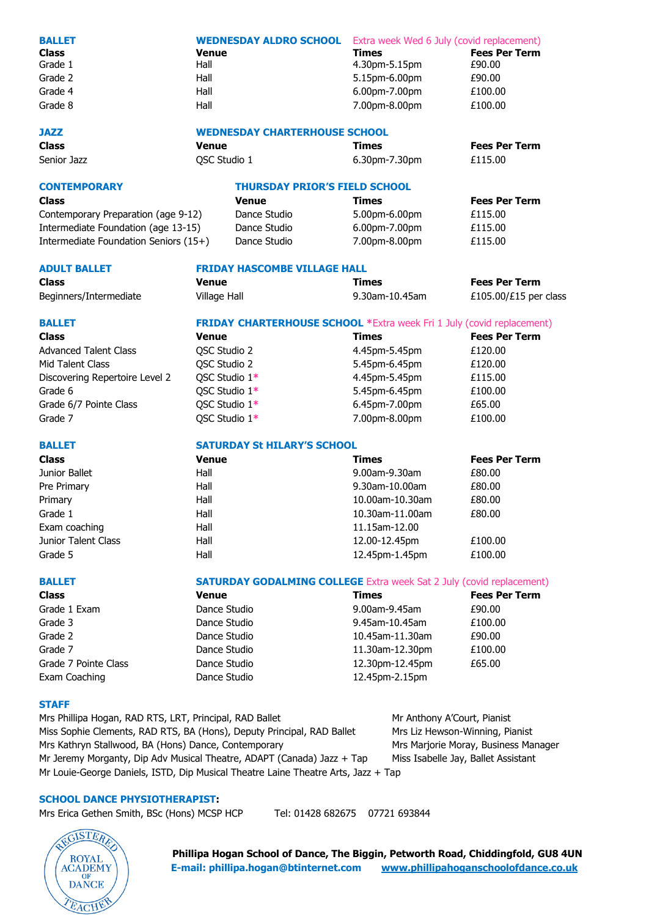## BALLET — WEDNESDAY ALDRO SCHOOL

Extra week Wed 6 July (covid replacement)

| Class | Venue | Times | Fees Per Term |
|---|---|---|---|
| Grade 1 | Hall | 4.30pm-5.15pm | £90.00 |
| Grade 2 | Hall | 5.15pm-6.00pm | £90.00 |
| Grade 4 | Hall | 6.00pm-7.00pm | £100.00 |
| Grade 8 | Hall | 7.00pm-8.00pm | £100.00 |

## JAZZ — WEDNESDAY CHARTERHOUSE SCHOOL

| Class | Venue | Times | Fees Per Term |
|---|---|---|---|
| Senior Jazz | QSC Studio 1 | 6.30pm-7.30pm | £115.00 |

## CONTEMPORARY — THURSDAY PRIOR'S FIELD SCHOOL

| Class | Venue | Times | Fees Per Term |
|---|---|---|---|
| Contemporary Preparation (age 9-12) | Dance Studio | 5.00pm-6.00pm | £115.00 |
| Intermediate Foundation (age 13-15) | Dance Studio | 6.00pm-7.00pm | £115.00 |
| Intermediate Foundation Seniors (15+) | Dance Studio | 7.00pm-8.00pm | £115.00 |

## ADULT BALLET — FRIDAY HASCOMBE VILLAGE HALL

| Class | Venue | Times | Fees Per Term |
|---|---|---|---|
| Beginners/Intermediate | Village Hall | 9.30am-10.45am | £105.00/£15 per class |

## BALLET — FRIDAY CHARTERHOUSE SCHOOL

*Extra week Fri 1 July (covid replacement)

| Class | Venue | Times | Fees Per Term |
|---|---|---|---|
| Advanced Talent Class | QSC Studio 2 | 4.45pm-5.45pm | £120.00 |
| Mid Talent Class | QSC Studio 2 | 5.45pm-6.45pm | £120.00 |
| Discovering Repertoire Level 2 | QSC Studio 1* | 4.45pm-5.45pm | £115.00 |
| Grade 6 | QSC Studio 1* | 5.45pm-6.45pm | £100.00 |
| Grade 6/7 Pointe Class | QSC Studio 1* | 6.45pm-7.00pm | £65.00 |
| Grade 7 | QSC Studio 1* | 7.00pm-8.00pm | £100.00 |

## BALLET — SATURDAY St HILARY'S SCHOOL

| Class | Venue | Times | Fees Per Term |
|---|---|---|---|
| Junior Ballet | Hall | 9.00am-9.30am | £80.00 |
| Pre Primary | Hall | 9.30am-10.00am | £80.00 |
| Primary | Hall | 10.00am-10.30am | £80.00 |
| Grade 1 | Hall | 10.30am-11.00am | £80.00 |
| Exam coaching | Hall | 11.15am-12.00 | |
| Junior Talent Class | Hall | 12.00-12.45pm | £100.00 |
| Grade 5 | Hall | 12.45pm-1.45pm | £100.00 |

## BALLET — SATURDAY GODALMING COLLEGE

Extra week Sat 2 July (covid replacement)

| Class | Venue | Times | Fees Per Term |
|---|---|---|---|
| Grade 1 Exam | Dance Studio | 9.00am-9.45am | £90.00 |
| Grade 3 | Dance Studio | 9.45am-10.45am | £100.00 |
| Grade 2 | Dance Studio | 10.45am-11.30am | £90.00 |
| Grade 7 | Dance Studio | 11.30am-12.30pm | £100.00 |
| Grade 7 Pointe Class | Dance Studio | 12.30pm-12.45pm | £65.00 |
| Exam Coaching | Dance Studio | 12.45pm-2.15pm | |

## STAFF

Mrs Phillipa Hogan, RAD RTS, LRT, Principal, RAD Ballet
Miss Sophie Clements, RAD RTS, BA (Hons), Deputy Principal, RAD Ballet
Mrs Kathryn Stallwood, BA (Hons) Dance, Contemporary
Mr Jeremy Morganty, Dip Adv Musical Theatre, ADAPT (Canada) Jazz + Tap
Mr Louie-George Daniels, ISTD, Dip Musical Theatre Laine Theatre Arts, Jazz + Tap

Mr Anthony A'Court, Pianist
Mrs Liz Hewson-Winning, Pianist
Mrs Marjorie Moray, Business Manager
Miss Isabelle Jay, Ballet Assistant

## SCHOOL DANCE PHYSIOTHERAPIST:

Mrs Erica Gethen Smith, BSc (Hons) MCSP HCP Tel: 01428 682675 07721 693844

REGISTERED ROYAL ACADEMY OF DANCE TEACHER

**Phillipa Hogan School of Dance, The Biggin, Petworth Road, Chiddingfold, GU8 4UN**
**E-mail: phillipa.hogan@btinternet.com** **www.phillipahoganschoolofdance.co.uk**